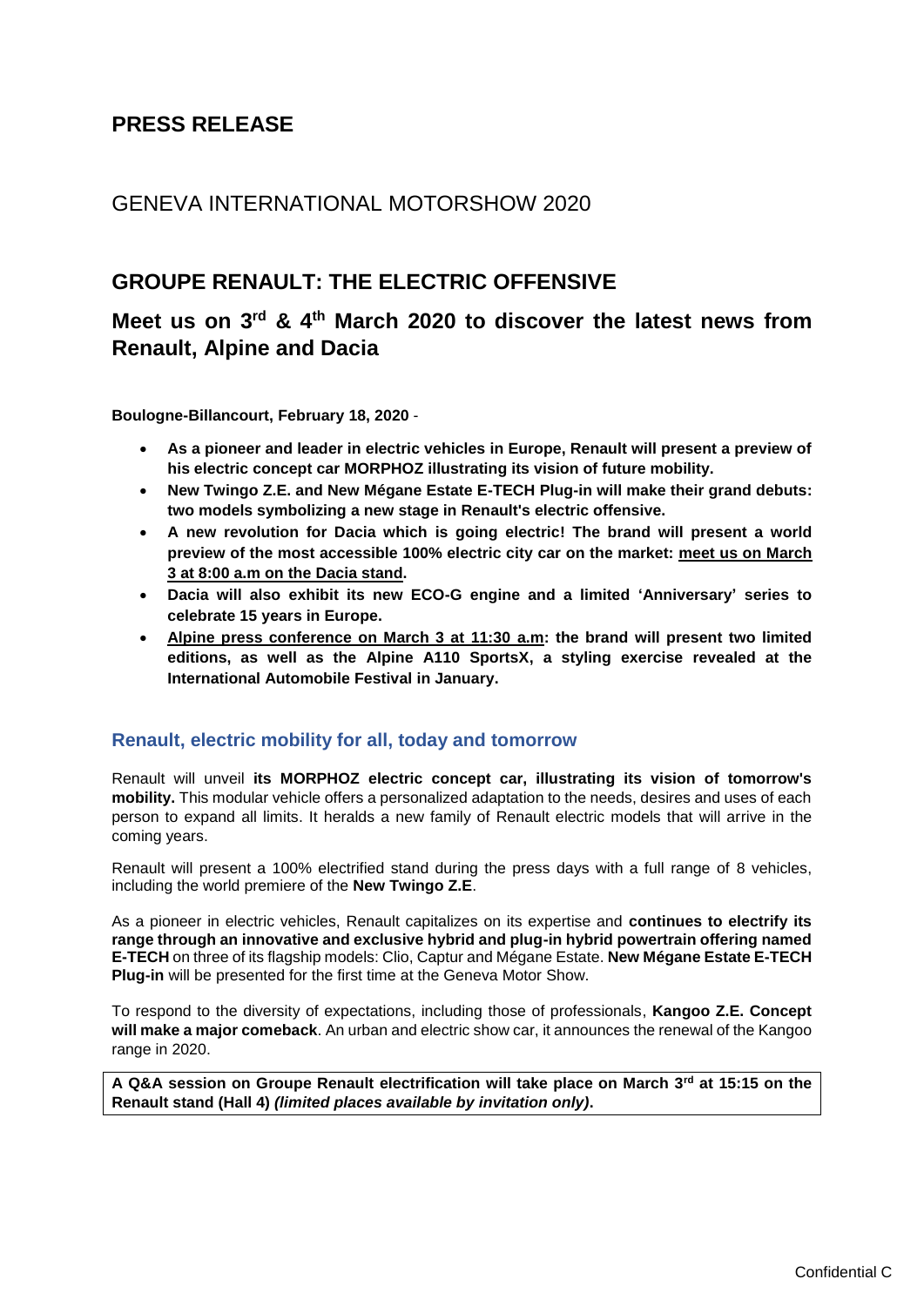## PRESS RELEASE

### GENEVA INTERNATIONAL MOTORSHOW 2020

## GROUPE RENAULT: THE ELECTRIC OFFENSIVE

### Meet us on 3rd & 4th March 2020 to discover the latest news from Renault, Alpine and Dacia

**Boulogne-Billancourt, February 18, 2020** -

- **As a pioneer and leader in electric vehicles in Europe, Renault will present a preview of his electric concept car MORPHOZ illustrating its vision of future mobility.**
- **New Twingo Z.E. and New Mégane Estate E-TECH Plug-in will make their grand debuts: two models symbolizing a new stage in Renault's electric offensive.**
- **A new revolution for Dacia which is going electric! The brand will present a world preview of the most accessible 100% electric city car on the market: meet us on March 3 at 8:00 a.m on the Dacia stand.**
- **Dacia will also exhibit its new ECO-G engine and a limited 'Anniversary' series to celebrate 15 years in Europe.**
- **Alpine press conference on March 3 at 11:30 a.m: the brand will present two limited editions, as well as the Alpine A110 SportsX, a styling exercise revealed at the International Automobile Festival in January.**

### Renault, electric mobility for all, today and tomorrow

Renault will unveil **its MORPHOZ electric concept car, illustrating its vision of tomorrow's mobility.** This modular vehicle offers a personalized adaptation to the needs, desires and uses of each person to expand all limits. It heralds a new family of Renault electric models that will arrive in the coming years.

Renault will present a 100% electrified stand during the press days with a full range of 8 vehicles, including the world premiere of the **New Twingo Z.E**.

As a pioneer in electric vehicles, Renault capitalizes on its expertise and **continues to electrify its range through an innovative and exclusive hybrid and plug-in hybrid powertrain offering named E-TECH** on three of its flagship models: Clio, Captur and Mégane Estate. **New Mégane Estate E-TECH Plug-in** will be presented for the first time at the Geneva Motor Show.

To respond to the diversity of expectations, including those of professionals, **Kangoo Z.E. Concept will make a major comeback**. An urban and electric show car, it announces the renewal of the Kangoo range in 2020.

**A Q&A session on Groupe Renault electrification will take place on March 3rd at 15:15 on the Renault stand (Hall 4)** ***(limited places available by invitation only)*****.**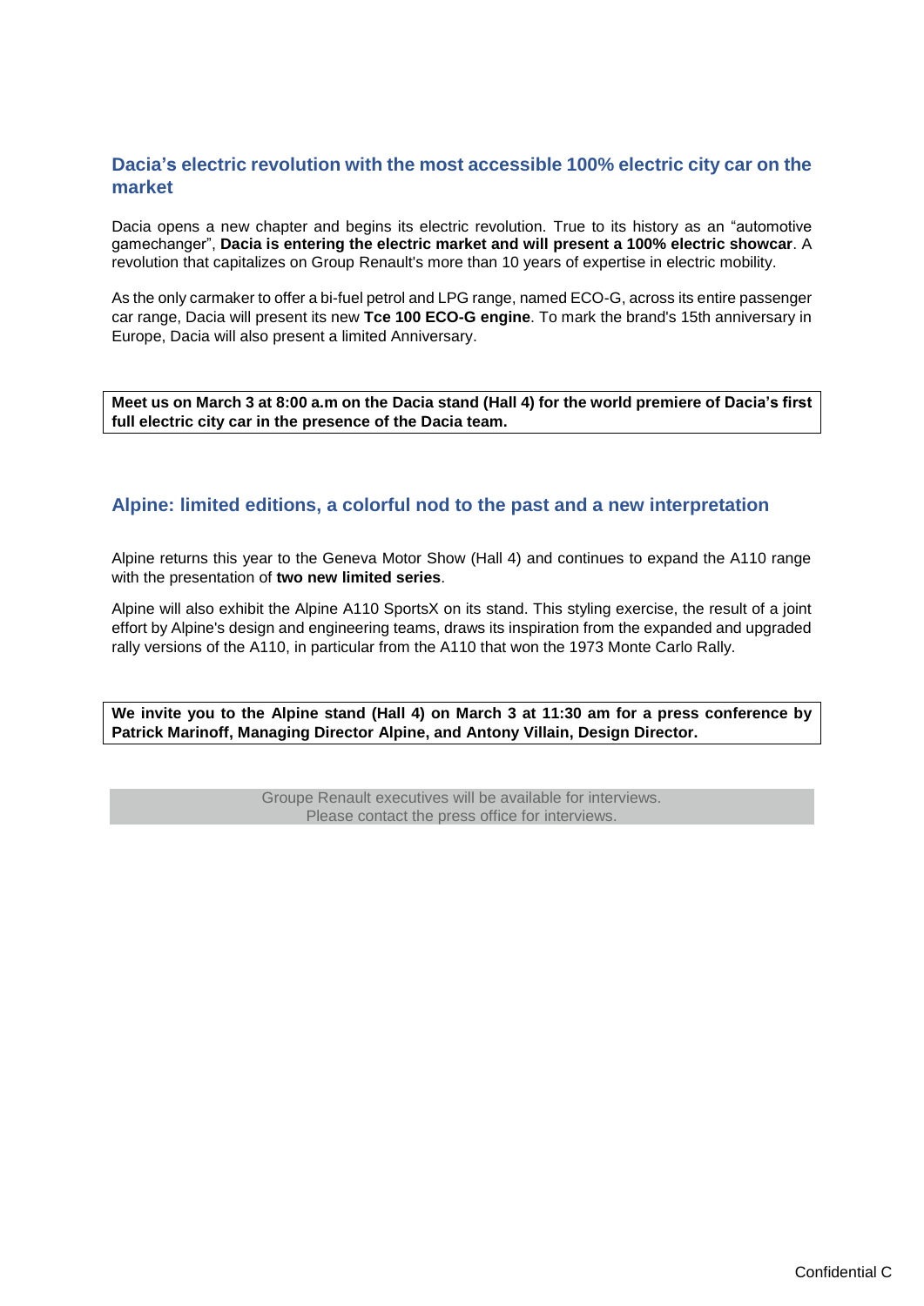## Dacia's electric revolution with the most accessible 100% electric city car on the market

Dacia opens a new chapter and begins its electric revolution. True to its history as an "automotive gamechanger", **Dacia is entering the electric market and will present a 100% electric showcar**. A revolution that capitalizes on Group Renault's more than 10 years of expertise in electric mobility.

As the only carmaker to offer a bi-fuel petrol and LPG range, named ECO-G, across its entire passenger car range, Dacia will present its new **Tce 100 ECO-G engine**. To mark the brand's 15th anniversary in Europe, Dacia will also present a limited Anniversary.

**Meet us on March 3 at 8:00 a.m on the Dacia stand (Hall 4) for the world premiere of Dacia's first full electric city car in the presence of the Dacia team.**

## Alpine: limited editions, a colorful nod to the past and a new interpretation

Alpine returns this year to the Geneva Motor Show (Hall 4) and continues to expand the A110 range with the presentation of **two new limited series**.

Alpine will also exhibit the Alpine A110 SportsX on its stand. This styling exercise, the result of a joint effort by Alpine's design and engineering teams, draws its inspiration from the expanded and upgraded rally versions of the A110, in particular from the A110 that won the 1973 Monte Carlo Rally.

**We invite you to the Alpine stand (Hall 4) on March 3 at 11:30 am for a press conference by Patrick Marinoff, Managing Director Alpine, and Antony Villain, Design Director.**

Groupe Renault executives will be available for interviews.
Please contact the press office for interviews.

Confidential C